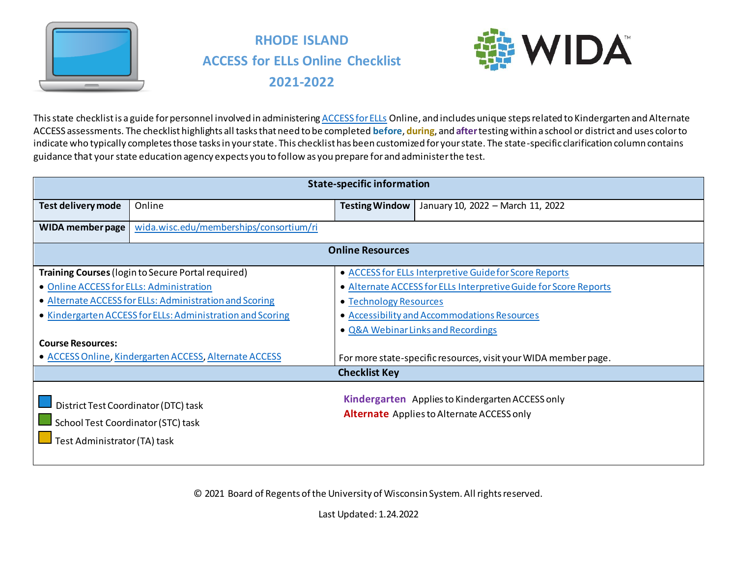# RHODE ISLAND
# ACCESS for ELLs Online Checklist
# 2021-2022

This state checklist is a guide for personnel involved in administering ACCESS for ELLs Online, and includes unique steps related to Kindergarten and Alternate ACCESS assessments. The checklist highlights all tasks that need to be completed **before**, **during**, and **after** testing within a school or district and uses color to indicate who typically completes those tasks in your state. This checklist has been customized for your state. The state-specific clarification column contains guidance that your state education agency expects you to follow as you prepare for and administer the test.

| State-specific information | | | |
|---|---|---|---|
| **Test delivery mode** | Online | **Testing Window** | January 10, 2022 – March 11, 2022 |
| **WIDA member page** | wida.wisc.edu/memberships/consortium/ri | | |

## Online Resources

**Training Courses** (login to Secure Portal required)
- Online ACCESS for ELLs: Administration
- Alternate ACCESS for ELLs: Administration and Scoring
- Kindergarten ACCESS for ELLs: Administration and Scoring

**Course Resources:**
- ACCESS Online, Kindergarten ACCESS, Alternate ACCESS

- ACCESS for ELLs Interpretive Guide for Score Reports
- Alternate ACCESS for ELLs Interpretive Guide for Score Reports
- Technology Resources
- Accessibility and Accommodations Resources
- Q&A Webinar Links and Recordings

For more state-specific resources, visit your WIDA member page.

## Checklist Key

- District Test Coordinator (DTC) task (blue)
- School Test Coordinator (STC) task (green)
- Test Administrator (TA) task (yellow)

**Kindergarten** Applies to Kindergarten ACCESS only

**Alternate** Applies to Alternate ACCESS only

© 2021 Board of Regents of the University of Wisconsin System. All rights reserved.

Last Updated: 1.24.2022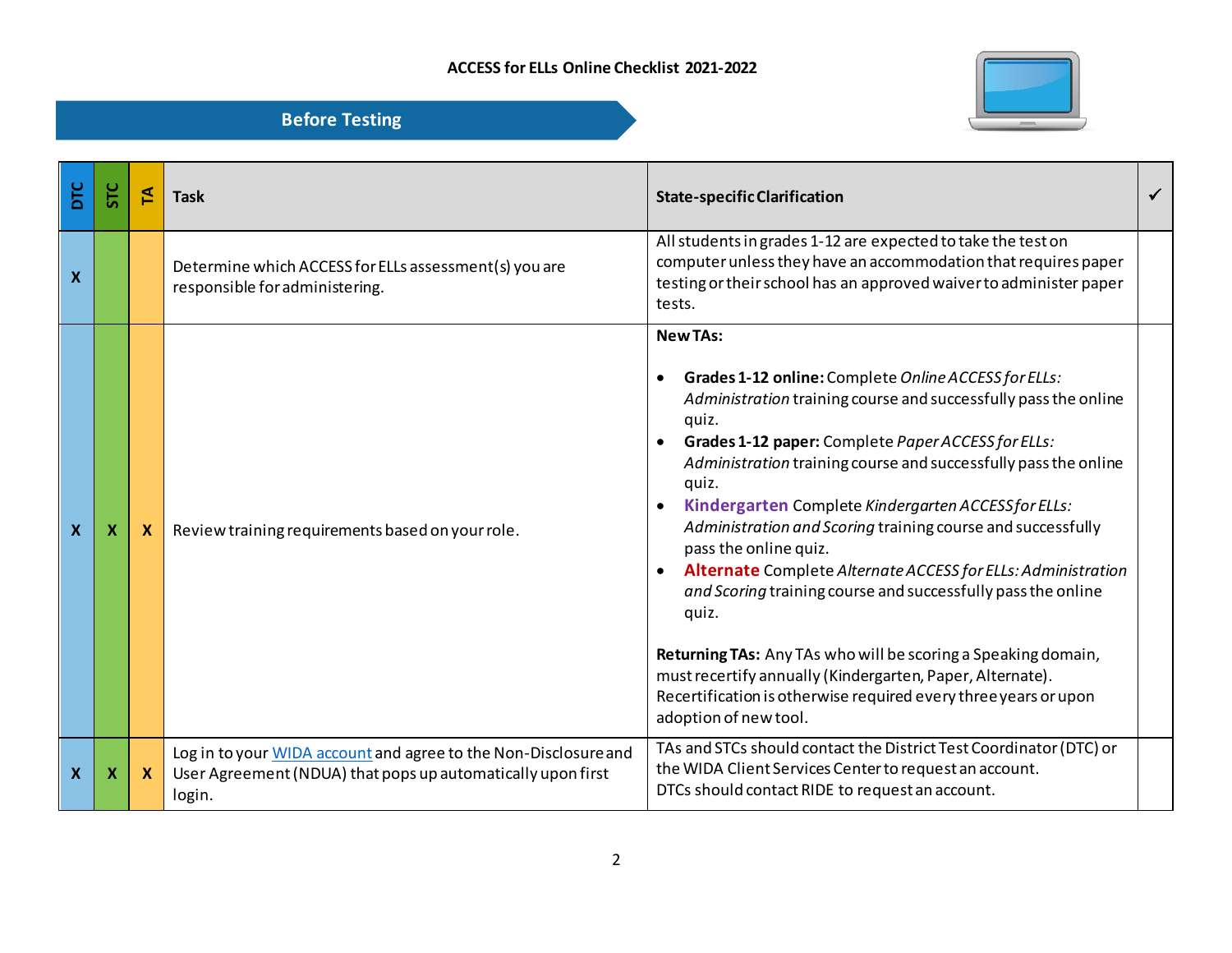# ACCESS for ELLs Online Checklist 2021-2022

## Before Testing

| DTC | STC | TA | Task | State-specific Clarification | ✓ |
|---|---|---|---|---|---|
| X | | | Determine which ACCESS for ELLs assessment(s) you are responsible for administering. | All students in grades 1-12 are expected to take the test on computer unless they have an accommodation that requires paper testing or their school has an approved waiver to administer paper tests. | |
| X | X | X | Review training requirements based on your role. | **New TAs:**<br><br>• **Grades 1-12 online:** Complete *Online ACCESS for ELLs: Administration* training course and successfully pass the online quiz.<br>• **Grades 1-12 paper:** Complete *Paper ACCESS for ELLs: Administration* training course and successfully pass the online quiz.<br>• **Kindergarten** Complete *Kindergarten ACCESS for ELLs: Administration and Scoring* training course and successfully pass the online quiz.<br>• **Alternate** Complete *Alternate ACCESS for ELLs: Administration and Scoring* training course and successfully pass the online quiz.<br><br>**Returning TAs:** Any TAs who will be scoring a Speaking domain, must recertify annually (Kindergarten, Paper, Alternate). Recertification is otherwise required every three years or upon adoption of new tool. | |
| X | X | X | Log in to your [WIDA account]() and agree to the Non-Disclosure and User Agreement (NDUA) that pops up automatically upon first login. | TAs and STCs should contact the District Test Coordinator (DTC) or the WIDA Client Services Center to request an account.<br>DTCs should contact RIDE to request an account. | |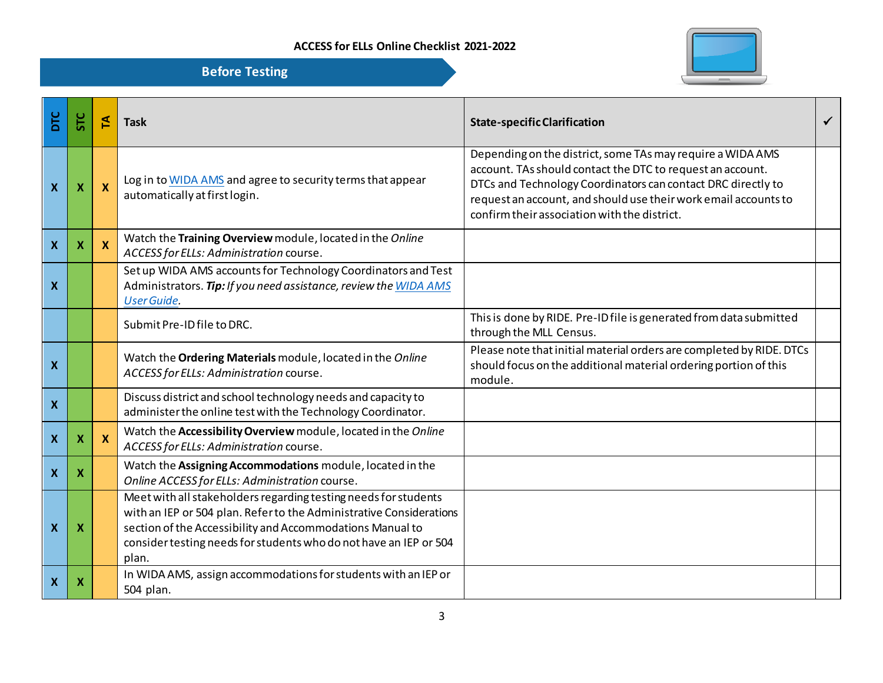ACCESS for ELLs Online Checklist 2021-2022

## Before Testing

| DTC | STC | TA | Task | State-specific Clarification | ✓ |
|---|---|---|---|---|---|
| X | X | X | Log in to WIDA AMS and agree to security terms that appear automatically at first login. | Depending on the district, some TAs may require a WIDA AMS account. TAs should contact the DTC to request an account. DTCs and Technology Coordinators can contact DRC directly to request an account, and should use their work email accounts to confirm their association with the district. | |
| X | X | X | Watch the **Training Overview** module, located in the *Online ACCESS for ELLs: Administration* course. | | |
| X | | | Set up WIDA AMS accounts for Technology Coordinators and Test Administrators. ***Tip:*** *If you need assistance, review the WIDA AMS User Guide.* | | |
| | | | Submit Pre-ID file to DRC. | This is done by RIDE. Pre-ID file is generated from data submitted through the MLL Census. | |
| X | | | Watch the **Ordering Materials** module, located in the *Online ACCESS for ELLs: Administration* course. | Please note that initial material orders are completed by RIDE. DTCs should focus on the additional material ordering portion of this module. | |
| X | | | Discuss district and school technology needs and capacity to administer the online test with the Technology Coordinator. | | |
| X | X | X | Watch the **Accessibility Overview** module, located in the *Online ACCESS for ELLs: Administration* course. | | |
| X | X | | Watch the **Assigning Accommodations** module, located in the *Online ACCESS for ELLs: Administration* course. | | |
| X | X | | Meet with all stakeholders regarding testing needs for students with an IEP or 504 plan. Refer to the Administrative Considerations section of the Accessibility and Accommodations Manual to consider testing needs for students who do not have an IEP or 504 plan. | | |
| X | X | | In WIDA AMS, assign accommodations for students with an IEP or 504 plan. | | |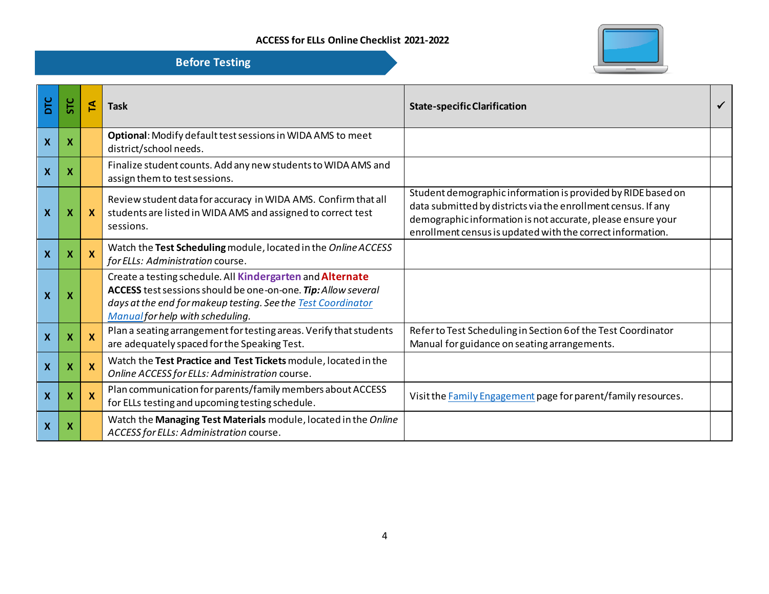# ACCESS for ELLs Online Checklist 2021-2022

## Before Testing

| DTC | STC | TA | Task | State-specific Clarification | ✓ |
|---|---|---|---|---|---|
| X | X | | **Optional**: Modify default test sessions in WIDA AMS to meet district/school needs. | | |
| X | X | | Finalize student counts. Add any new students to WIDA AMS and assign them to test sessions. | | |
| X | X | X | Review student data for accuracy in WIDA AMS. Confirm that all students are listed in WIDA AMS and assigned to correct test sessions. | Student demographic information is provided by RIDE based on data submitted by districts via the enrollment census. If any demographic information is not accurate, please ensure your enrollment census is updated with the correct information. | |
| X | X | X | Watch the **Test Scheduling** module, located in the *Online ACCESS for ELLs: Administration* course. | | |
| X | X | | Create a testing schedule. All **Kindergarten** and **Alternate ACCESS** test sessions should be one-on-one. ***Tip:*** *Allow several days at the end for makeup testing. See the Test Coordinator Manual for help with scheduling.* | | |
| X | X | X | Plan a seating arrangement for testing areas. Verify that students are adequately spaced for the Speaking Test. | Refer to Test Scheduling in Section 6 of the Test Coordinator Manual for guidance on seating arrangements. | |
| X | X | X | Watch the **Test Practice and Test Tickets** module, located in the *Online ACCESS for ELLs: Administration* course. | | |
| X | X | X | Plan communication for parents/family members about ACCESS for ELLs testing and upcoming testing schedule. | Visit the Family Engagement page for parent/family resources. | |
| X | X | | Watch the **Managing Test Materials** module, located in the *Online ACCESS for ELLs: Administration* course. | | |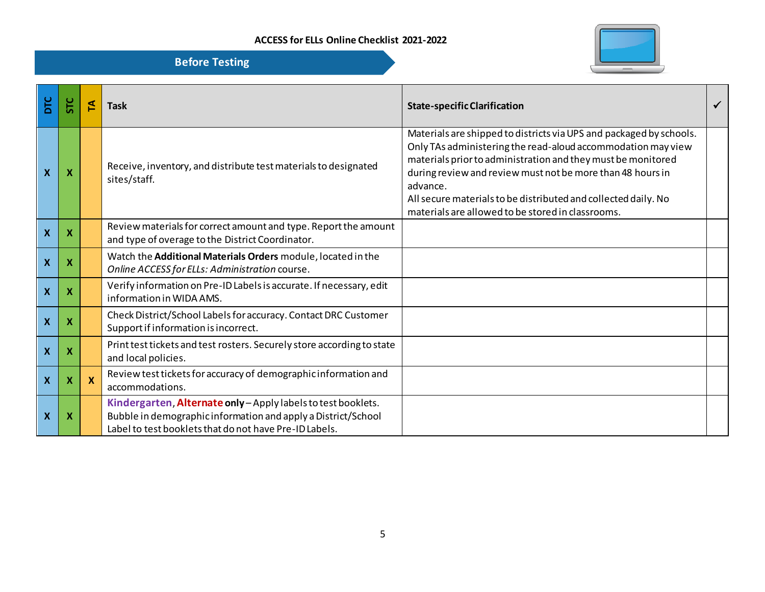**ACCESS for ELLs Online Checklist 2021-2022**

## Before Testing

| DTC | STC | TA | Task | State-specific Clarification | ✓ |
|---|---|---|---|---|---|
| X | X | | Receive, inventory, and distribute test materials to designated sites/staff. | Materials are shipped to districts via UPS and packaged by schools. Only TAs administering the read-aloud accommodation may view materials prior to administration and they must be monitored during review and review must not be more than 48 hours in advance.<br>All secure materials to be distributed and collected daily. No materials are allowed to be stored in classrooms. | |
| X | X | | Review materials for correct amount and type. Report the amount and type of overage to the District Coordinator. | | |
| X | X | | Watch the **Additional Materials Orders** module, located in the *Online ACCESS for ELLs: Administration* course. | | |
| X | X | | Verify information on Pre-ID Labels is accurate. If necessary, edit information in WIDA AMS. | | |
| X | X | | Check District/School Labels for accuracy. Contact DRC Customer Support if information is incorrect. | | |
| X | X | | Print test tickets and test rosters. Securely store according to state and local policies. | | |
| X | X | X | Review test tickets for accuracy of demographic information and accommodations. | | |
| X | X | | **Kindergarten**, **Alternate** **only** – Apply labels to test booklets. Bubble in demographic information and apply a District/School Label to test booklets that do not have Pre-ID Labels. | | |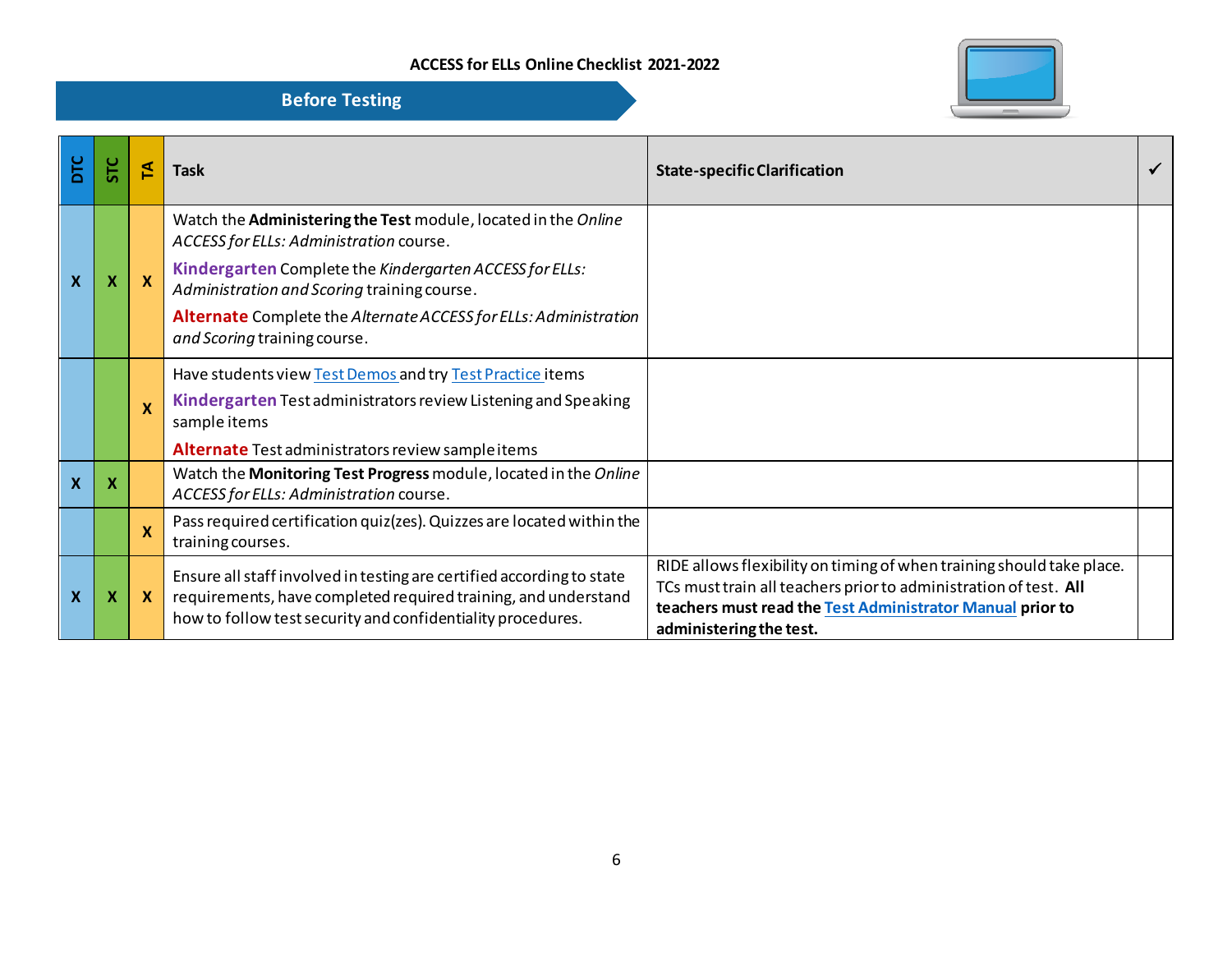**ACCESS for ELLs Online Checklist 2021-2022**

## Before Testing

| DTC | STC | TA | Task | State-specific Clarification | ✓ |
|---|---|---|---|---|---|
| X | X | X | Watch the **Administering the Test** module, located in the *Online ACCESS for ELLs: Administration* course.<br><br>**Kindergarten** Complete the *Kindergarten ACCESS for ELLs: Administration and Scoring* training course.<br><br>**Alternate** Complete the *Alternate ACCESS for ELLs: Administration and Scoring* training course. | | |
| | | X | Have students view Test Demos and try Test Practice items<br><br>**Kindergarten** Test administrators review Listening and Speaking sample items<br><br>**Alternate** Test administrators review sample items | | |
| X | X | | Watch the **Monitoring Test Progress** module, located in the *Online ACCESS for ELLs: Administration* course. | | |
| | | X | Pass required certification quiz(zes). Quizzes are located within the training courses. | | |
| X | X | X | Ensure all staff involved in testing are certified according to state requirements, have completed required training, and understand how to follow test security and confidentiality procedures. | RIDE allows flexibility on timing of when training should take place. TCs must train all teachers prior to administration of test. **All teachers must read the Test Administrator Manual prior to administering the test.** | |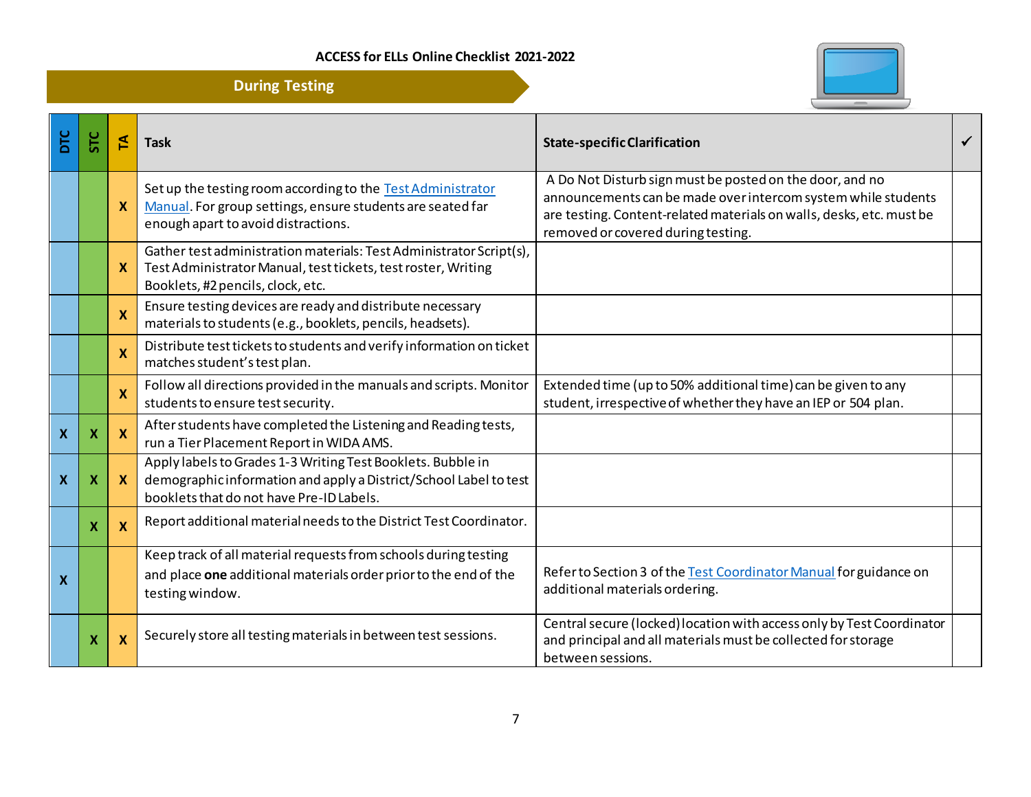## ACCESS for ELLs Online Checklist 2021-2022

### During Testing

| DTC | STC | TA | Task | State-specific Clarification | ✓ |
|---|---|---|---|---|---|
| | | X | Set up the testing room according to the Test Administrator Manual. For group settings, ensure students are seated far enough apart to avoid distractions. | A Do Not Disturb sign must be posted on the door, and no announcements can be made over intercom system while students are testing. Content-related materials on walls, desks, etc. must be removed or covered during testing. | |
| | | X | Gather test administration materials: Test Administrator Script(s), Test Administrator Manual, test tickets, test roster, Writing Booklets, #2 pencils, clock, etc. | | |
| | | X | Ensure testing devices are ready and distribute necessary materials to students (e.g., booklets, pencils, headsets). | | |
| | | X | Distribute test tickets to students and verify information on ticket matches student's test plan. | | |
| | | X | Follow all directions provided in the manuals and scripts. Monitor students to ensure test security. | Extended time (up to 50% additional time) can be given to any student, irrespective of whether they have an IEP or 504 plan. | |
| X | X | X | After students have completed the Listening and Reading tests, run a Tier Placement Report in WIDA AMS. | | |
| X | X | X | Apply labels to Grades 1-3 Writing Test Booklets. Bubble in demographic information and apply a District/School Label to test booklets that do not have Pre-ID Labels. | | |
| | X | X | Report additional material needs to the District Test Coordinator. | | |
| X | | | Keep track of all material requests from schools during testing and place **one** additional materials order prior to the end of the testing window. | Refer to Section 3 of the Test Coordinator Manual for guidance on additional materials ordering. | |
| | X | X | Securely store all testing materials in between test sessions. | Central secure (locked) location with access only by Test Coordinator and principal and all materials must be collected for storage between sessions. | |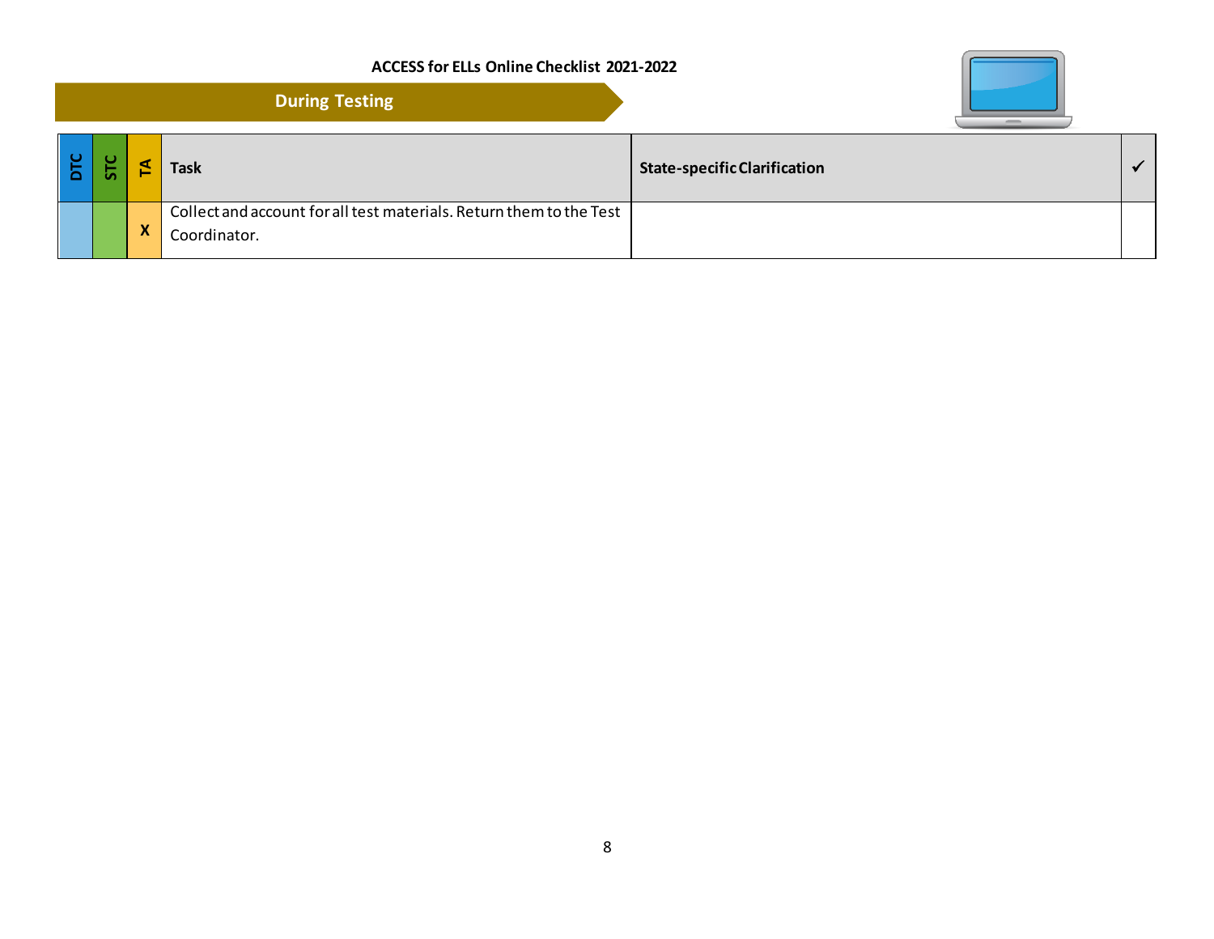## During Testing

| DTC | STC | TA | Task | State-specific Clarification | ✓ |
|---|---|---|---|---|---|
| | | X | Collect and account for all test materials. Return them to the Test Coordinator. | | |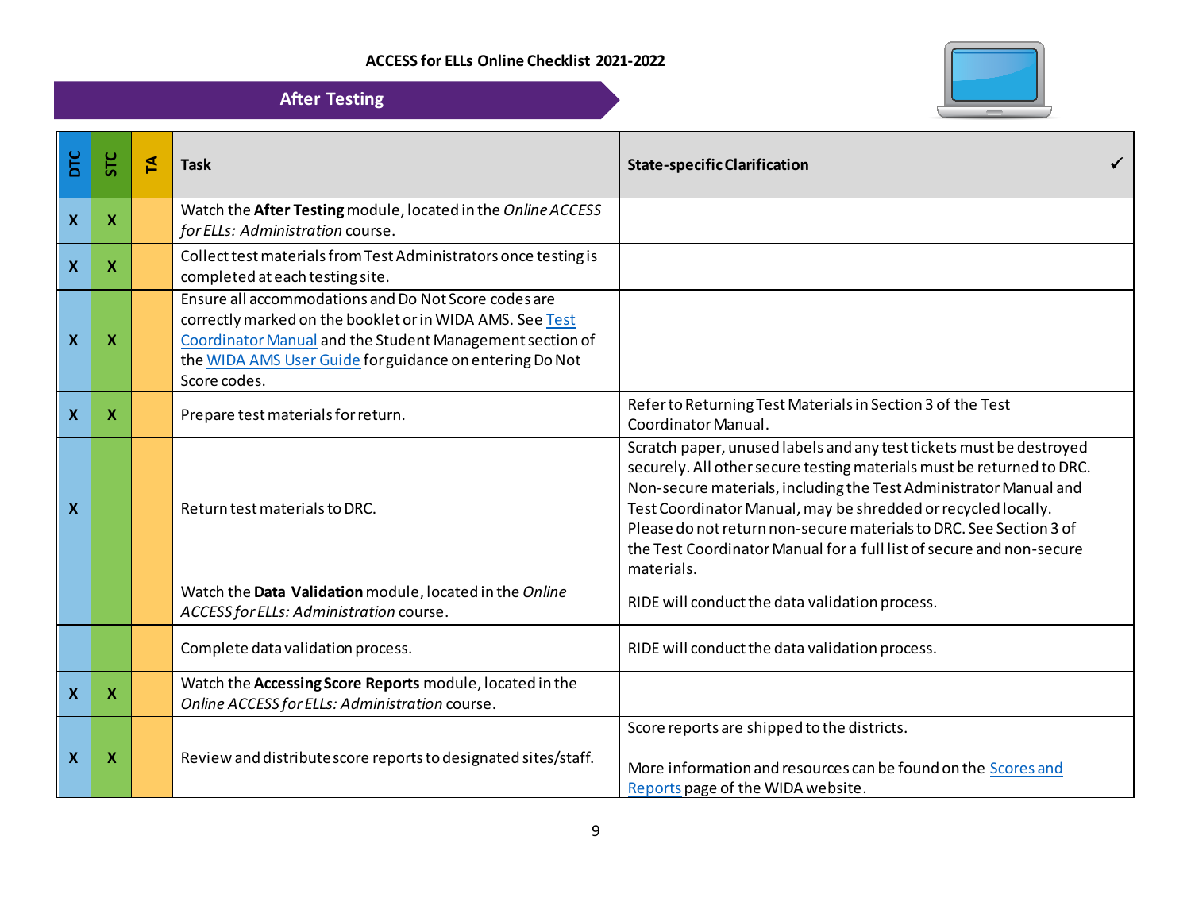ACCESS for ELLs Online Checklist 2021-2022

## After Testing

| DTC | STC | TA | Task | State-specific Clarification | ✓ |
|---|---|---|---|---|---|
| X | X | | Watch the **After Testing** module, located in the *Online ACCESS for ELLs: Administration* course. | | |
| X | X | | Collect test materials from Test Administrators once testing is completed at each testing site. | | |
| X | X | | Ensure all accommodations and Do Not Score codes are correctly marked on the booklet or in WIDA AMS. See Test Coordinator Manual and the Student Management section of the WIDA AMS User Guide for guidance on entering Do Not Score codes. | | |
| X | X | | Prepare test materials for return. | Refer to Returning Test Materials in Section 3 of the Test Coordinator Manual. | |
| X | | | Return test materials to DRC. | Scratch paper, unused labels and any test tickets must be destroyed securely. All other secure testing materials must be returned to DRC. Non-secure materials, including the Test Administrator Manual and Test Coordinator Manual, may be shredded or recycled locally. Please do not return non-secure materials to DRC. See Section 3 of the Test Coordinator Manual for a full list of secure and non-secure materials. | |
| | | | Watch the **Data Validation** module, located in the *Online ACCESS for ELLs: Administration* course. | RIDE will conduct the data validation process. | |
| | | | Complete data validation process. | RIDE will conduct the data validation process. | |
| X | X | | Watch the **Accessing Score Reports** module, located in the *Online ACCESS for ELLs: Administration* course. | | |
| X | X | | Review and distribute score reports to designated sites/staff. | Score reports are shipped to the districts.<br><br>More information and resources can be found on the Scores and Reports page of the WIDA website. | |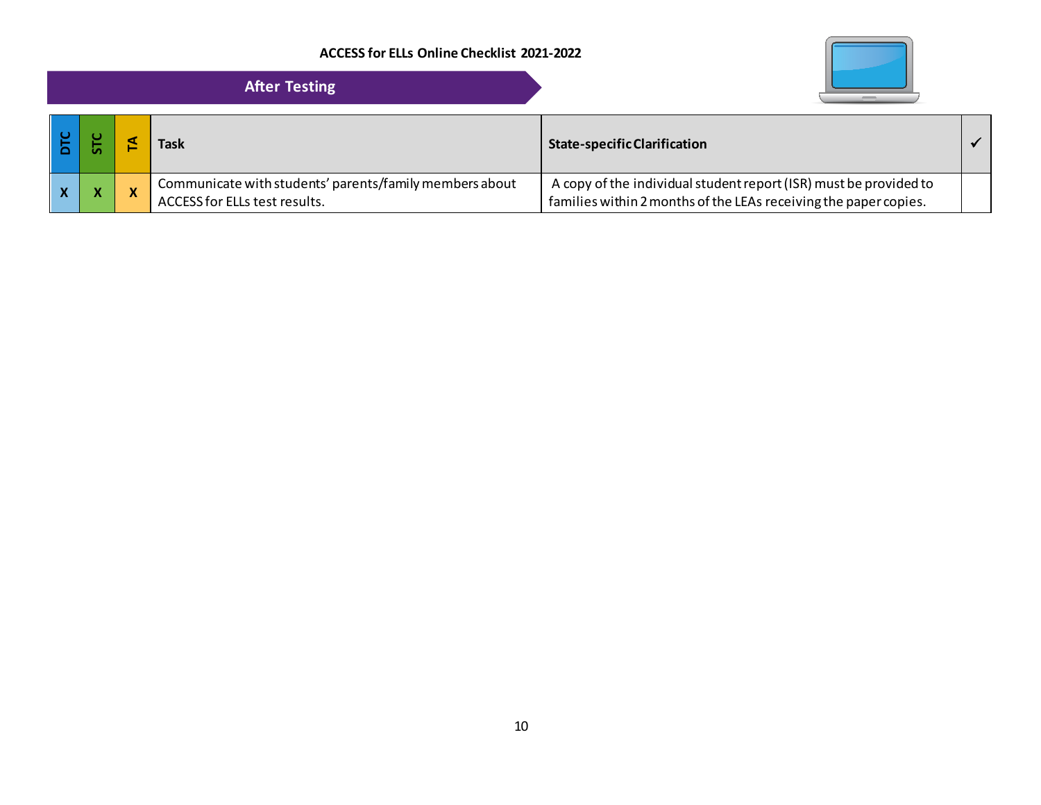ACCESS for ELLs Online Checklist 2021-2022

## After Testing

| DTC | STC | TA | Task | State-specific Clarification | ✓ |
|---|---|---|---|---|---|
| X | X | X | Communicate with students' parents/family members about ACCESS for ELLs test results. | A copy of the individual student report (ISR) must be provided to families within 2 months of the LEAs receiving the paper copies. | |